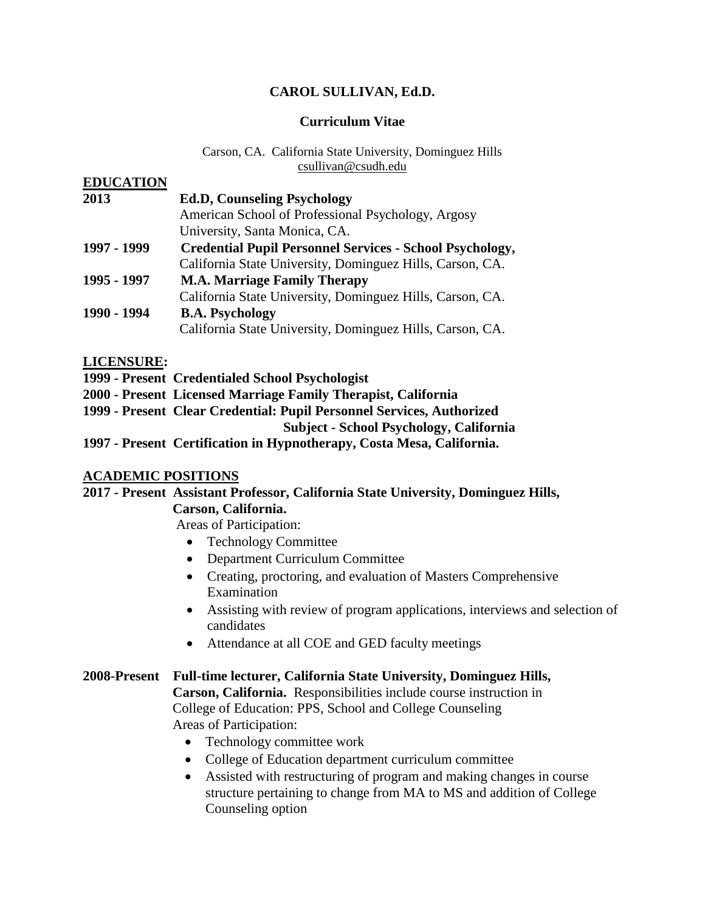# CAROL SULLIVAN, Ed.D.

## Curriculum Vitae

Carson, CA. California State University, Dominguez Hills
csullivan@csudh.edu

## EDUCATION

**2013** **Ed.D, Counseling Psychology**
American School of Professional Psychology, Argosy University, Santa Monica, CA.

**1997 - 1999** **Credential Pupil Personnel Services - School Psychology,**
California State University, Dominguez Hills, Carson, CA.

**1995 - 1997** **M.A. Marriage Family Therapy**
California State University, Dominguez Hills, Carson, CA.

**1990 - 1994** **B.A. Psychology**
California State University, Dominguez Hills, Carson, CA.

## LICENSURE:

**1999 - Present Credentialed School Psychologist**

**2000 - Present Licensed Marriage Family Therapist, California**

**1999 - Present Clear Credential: Pupil Personnel Services, Authorized Subject - School Psychology, California**

**1997 - Present Certification in Hypnotherapy, Costa Mesa, California.**

## ACADEMIC POSITIONS

**2017 - Present Assistant Professor, California State University, Dominguez Hills, Carson, California.**

Areas of Participation:

- Technology Committee
- Department Curriculum Committee
- Creating, proctoring, and evaluation of Masters Comprehensive Examination
- Assisting with review of program applications, interviews and selection of candidates
- Attendance at all COE and GED faculty meetings

**2008-Present Full-time lecturer, California State University, Dominguez Hills, Carson, California.** Responsibilities include course instruction in College of Education: PPS, School and College Counseling

Areas of Participation:

- Technology committee work
- College of Education department curriculum committee
- Assisted with restructuring of program and making changes in course structure pertaining to change from MA to MS and addition of College Counseling option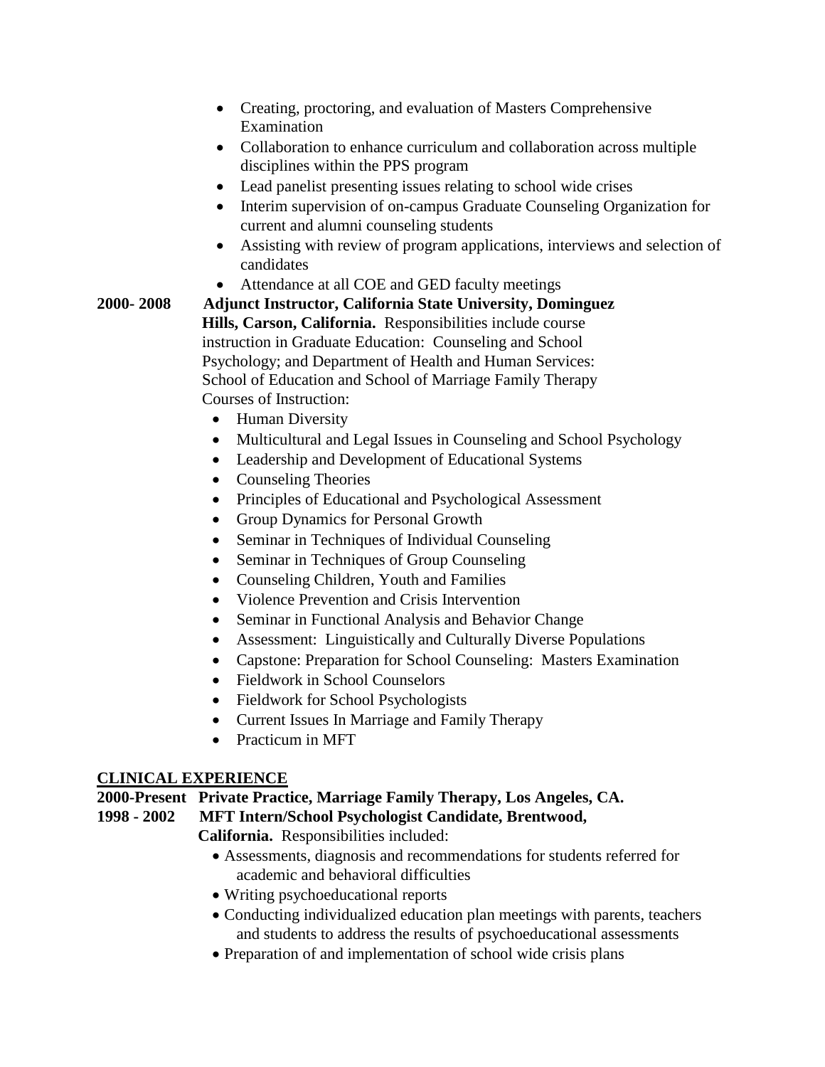- Creating, proctoring, and evaluation of Masters Comprehensive Examination
- Collaboration to enhance curriculum and collaboration across multiple disciplines within the PPS program
- Lead panelist presenting issues relating to school wide crises
- Interim supervision of on-campus Graduate Counseling Organization for current and alumni counseling students
- Assisting with review of program applications, interviews and selection of candidates
- Attendance at all COE and GED faculty meetings

**2000- 2008** **Adjunct Instructor, California State University, Dominguez Hills, Carson, California.** Responsibilities include course instruction in Graduate Education: Counseling and School Psychology; and Department of Health and Human Services: School of Education and School of Marriage Family Therapy

Courses of Instruction:

- Human Diversity
- Multicultural and Legal Issues in Counseling and School Psychology
- Leadership and Development of Educational Systems
- Counseling Theories
- Principles of Educational and Psychological Assessment
- Group Dynamics for Personal Growth
- Seminar in Techniques of Individual Counseling
- Seminar in Techniques of Group Counseling
- Counseling Children, Youth and Families
- Violence Prevention and Crisis Intervention
- Seminar in Functional Analysis and Behavior Change
- Assessment: Linguistically and Culturally Diverse Populations
- Capstone: Preparation for School Counseling: Masters Examination
- Fieldwork in School Counselors
- Fieldwork for School Psychologists
- Current Issues In Marriage and Family Therapy
- Practicum in MFT

## CLINICAL EXPERIENCE

**2000-Present** **Private Practice, Marriage Family Therapy, Los Angeles, CA.**

**1998 - 2002** **MFT Intern/School Psychologist Candidate, Brentwood, California.** Responsibilities included:

- Assessments, diagnosis and recommendations for students referred for academic and behavioral difficulties
- Writing psychoeducational reports
- Conducting individualized education plan meetings with parents, teachers and students to address the results of psychoeducational assessments
- Preparation of and implementation of school wide crisis plans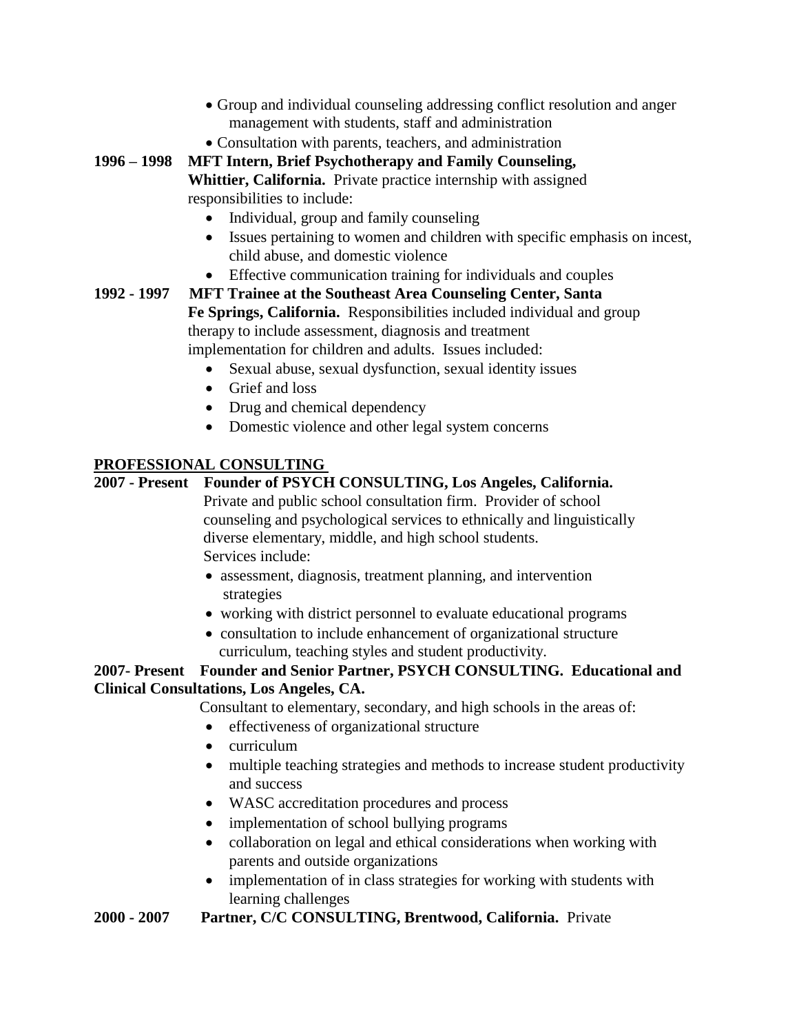- Group and individual counseling addressing conflict resolution and anger management with students, staff and administration
- Consultation with parents, teachers, and administration

**1996 – 1998 MFT Intern, Brief Psychotherapy and Family Counseling, Whittier, California.** Private practice internship with assigned responsibilities to include:

- Individual, group and family counseling
- Issues pertaining to women and children with specific emphasis on incest, child abuse, and domestic violence
- Effective communication training for individuals and couples

**1992 - 1997 MFT Trainee at the Southeast Area Counseling Center, Santa Fe Springs, California.** Responsibilities included individual and group therapy to include assessment, diagnosis and treatment implementation for children and adults. Issues included:

- Sexual abuse, sexual dysfunction, sexual identity issues
- Grief and loss
- Drug and chemical dependency
- Domestic violence and other legal system concerns

## PROFESSIONAL CONSULTING

**2007 - Present Founder of PSYCH CONSULTING, Los Angeles, California.** Private and public school consultation firm. Provider of school counseling and psychological services to ethnically and linguistically diverse elementary, middle, and high school students. Services include:

- assessment, diagnosis, treatment planning, and intervention strategies
- working with district personnel to evaluate educational programs
- consultation to include enhancement of organizational structure curriculum, teaching styles and student productivity.

**2007- Present Founder and Senior Partner, PSYCH CONSULTING. Educational and Clinical Consultations, Los Angeles, CA.**

Consultant to elementary, secondary, and high schools in the areas of:

- effectiveness of organizational structure
- curriculum
- multiple teaching strategies and methods to increase student productivity and success
- WASC accreditation procedures and process
- implementation of school bullying programs
- collaboration on legal and ethical considerations when working with parents and outside organizations
- implementation of in class strategies for working with students with learning challenges

**2000 - 2007 Partner, C/C CONSULTING, Brentwood, California.** Private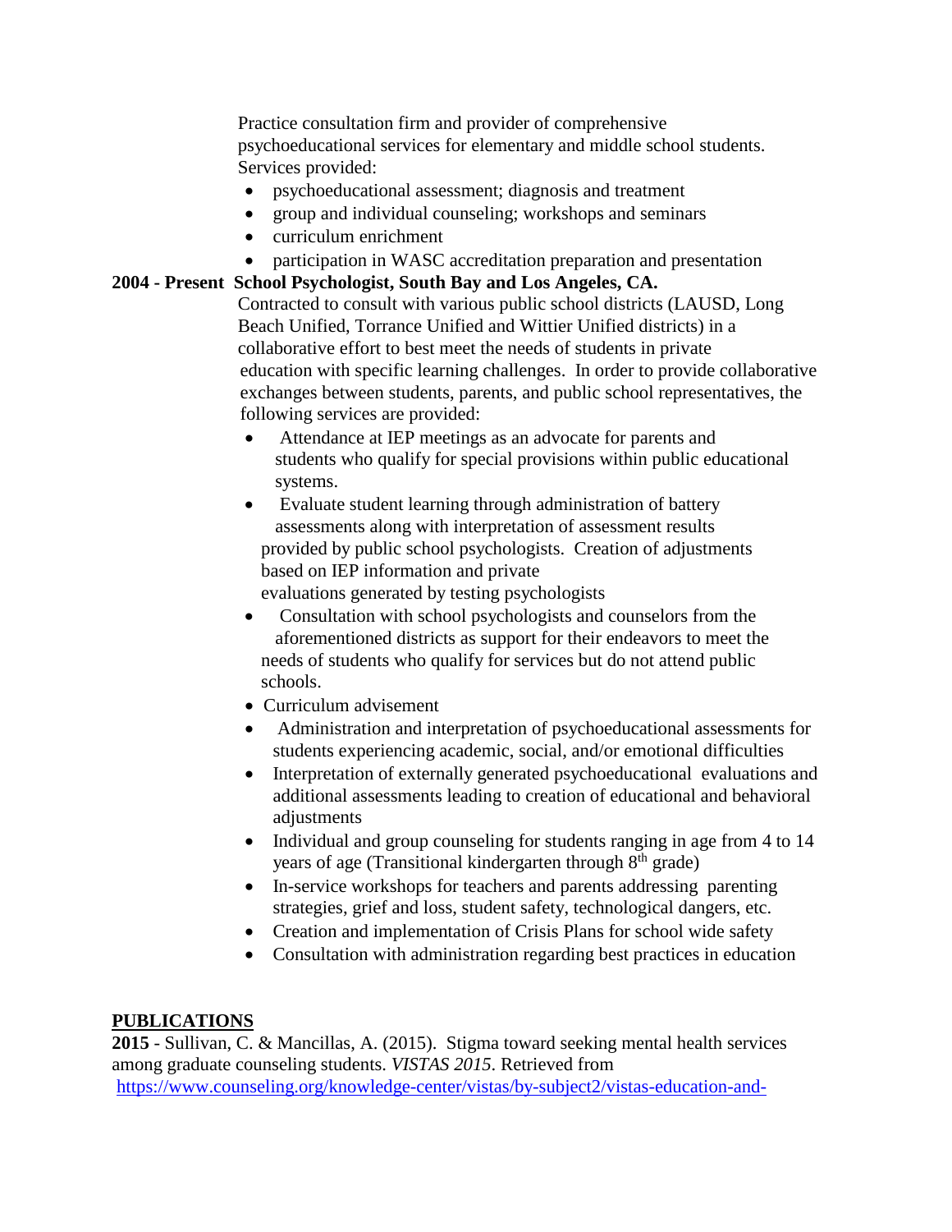Practice consultation firm and provider of comprehensive psychoeducational services for elementary and middle school students. Services provided:

- psychoeducational assessment; diagnosis and treatment
- group and individual counseling; workshops and seminars
- curriculum enrichment
- participation in WASC accreditation preparation and presentation

**2004 - Present School Psychologist, South Bay and Los Angeles, CA.**

Contracted to consult with various public school districts (LAUSD, Long Beach Unified, Torrance Unified and Wittier Unified districts) in a collaborative effort to best meet the needs of students in private education with specific learning challenges. In order to provide collaborative exchanges between students, parents, and public school representatives, the following services are provided:

- Attendance at IEP meetings as an advocate for parents and students who qualify for special provisions within public educational systems.
- Evaluate student learning through administration of battery assessments along with interpretation of assessment results provided by public school psychologists. Creation of adjustments based on IEP information and private evaluations generated by testing psychologists
- Consultation with school psychologists and counselors from the aforementioned districts as support for their endeavors to meet the needs of students who qualify for services but do not attend public schools.
- Curriculum advisement
- Administration and interpretation of psychoeducational assessments for students experiencing academic, social, and/or emotional difficulties
- Interpretation of externally generated psychoeducational evaluations and additional assessments leading to creation of educational and behavioral adjustments
- Individual and group counseling for students ranging in age from 4 to 14 years of age (Transitional kindergarten through 8th grade)
- In-service workshops for teachers and parents addressing parenting strategies, grief and loss, student safety, technological dangers, etc.
- Creation and implementation of Crisis Plans for school wide safety
- Consultation with administration regarding best practices in education

## PUBLICATIONS

**2015** - Sullivan, C. & Mancillas, A. (2015). Stigma toward seeking mental health services among graduate counseling students. *VISTAS 2015*. Retrieved from https://www.counseling.org/knowledge-center/vistas/by-subject2/vistas-education-and-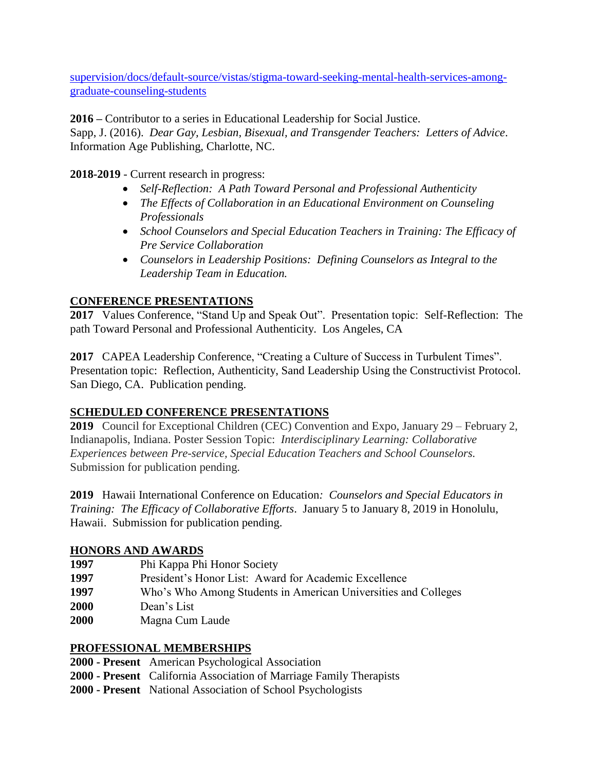[supervision/docs/default-source/vistas/stigma-toward-seeking-mental-health-services-among-graduate-counseling-students](supervision/docs/default-source/vistas/stigma-toward-seeking-mental-health-services-among-graduate-counseling-students)

**2016 –** Contributor to a series in Educational Leadership for Social Justice.
Sapp, J. (2016). *Dear Gay, Lesbian, Bisexual, and Transgender Teachers: Letters of Advice*. Information Age Publishing, Charlotte, NC.

**2018-2019** - Current research in progress:

- *Self-Reflection: A Path Toward Personal and Professional Authenticity*
- *The Effects of Collaboration in an Educational Environment on Counseling Professionals*
- *School Counselors and Special Education Teachers in Training: The Efficacy of Pre Service Collaboration*
- *Counselors in Leadership Positions: Defining Counselors as Integral to the Leadership Team in Education.*

## CONFERENCE PRESENTATIONS

**2017** Values Conference, "Stand Up and Speak Out". Presentation topic: Self-Reflection: The path Toward Personal and Professional Authenticity. Los Angeles, CA

**2017** CAPEA Leadership Conference, "Creating a Culture of Success in Turbulent Times". Presentation topic: Reflection, Authenticity, Sand Leadership Using the Constructivist Protocol. San Diego, CA. Publication pending.

## SCHEDULED CONFERENCE PRESENTATIONS

**2019** Council for Exceptional Children (CEC) Convention and Expo, January 29 – February 2, Indianapolis, Indiana. Poster Session Topic: *Interdisciplinary Learning: Collaborative Experiences between Pre-service, Special Education Teachers and School Counselors.* Submission for publication pending.

**2019** Hawaii International Conference on Education*: Counselors and Special Educators in Training: The Efficacy of Collaborative Efforts*. January 5 to January 8, 2019 in Honolulu, Hawaii. Submission for publication pending.

## HONORS AND AWARDS

**1997** Phi Kappa Phi Honor Society
**1997** President's Honor List: Award for Academic Excellence
**1997** Who's Who Among Students in American Universities and Colleges
**2000** Dean's List
**2000** Magna Cum Laude

## PROFESSIONAL MEMBERSHIPS

**2000 - Present** American Psychological Association
**2000 - Present** California Association of Marriage Family Therapists
**2000 - Present** National Association of School Psychologists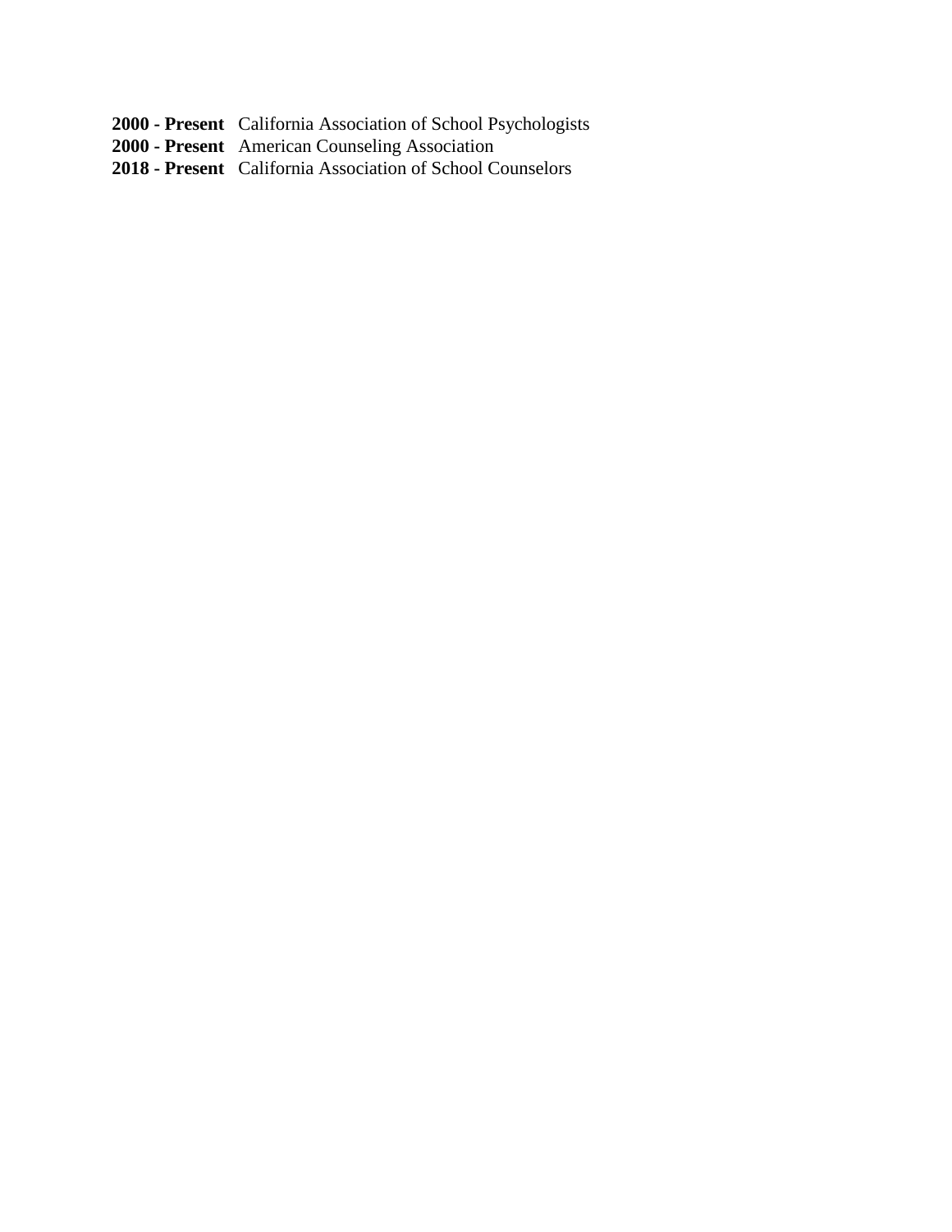**2000 - Present** California Association of School Psychologists
**2000 - Present** American Counseling Association
**2018 - Present** California Association of School Counselors